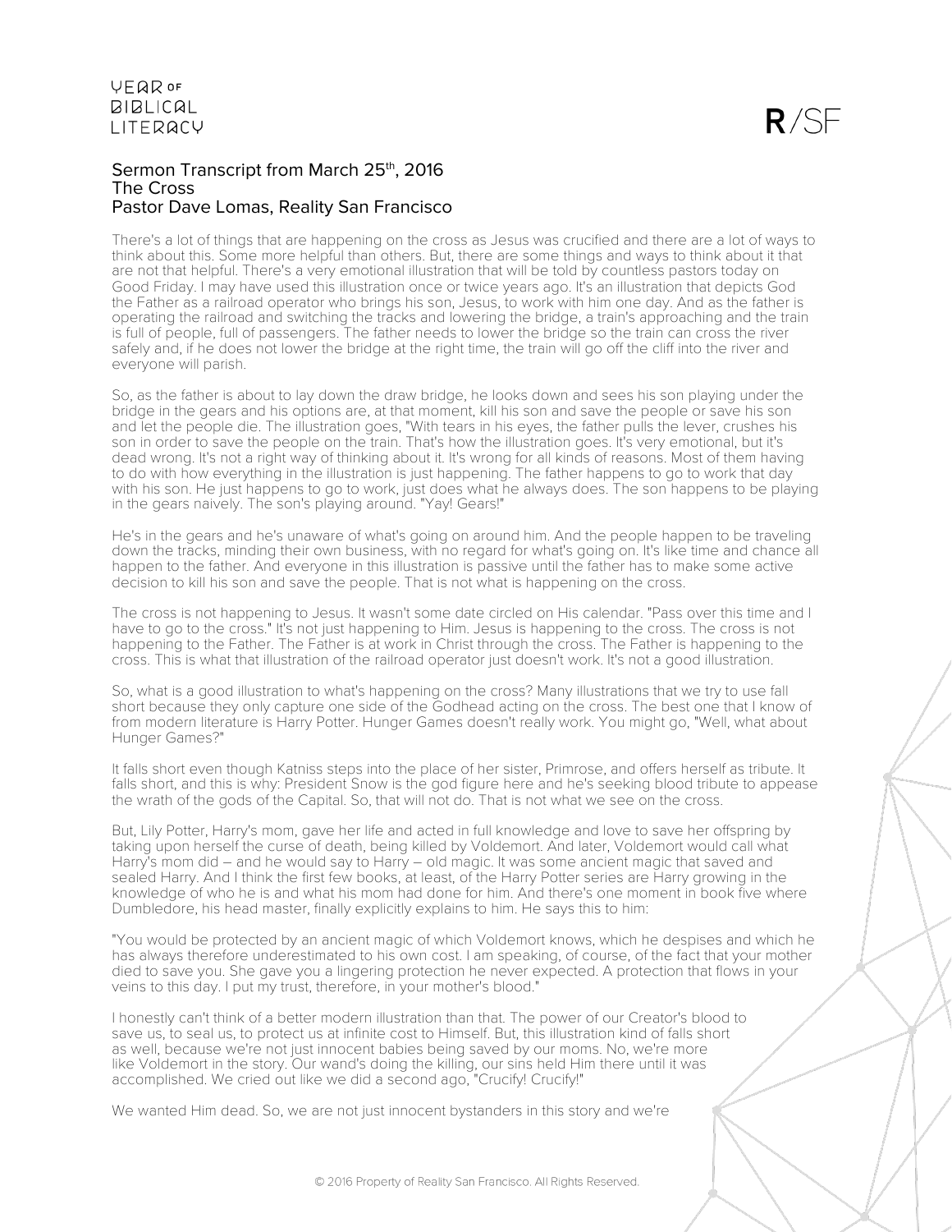# Sermon Transcript from March 25th, 2016
## The Cross
### Pastor Dave Lomas, Reality San Francisco

There's a lot of things that are happening on the cross as Jesus was crucified and there are a lot of ways to think about this. Some more helpful than others. But, there are some things and ways to think about it that are not that helpful. There's a very emotional illustration that will be told by countless pastors today on Good Friday. I may have used this illustration once or twice years ago. It's an illustration that depicts God the Father as a railroad operator who brings his son, Jesus, to work with him one day. And as the father is operating the railroad and switching the tracks and lowering the bridge, a train's approaching and the train is full of people, full of passengers. The father needs to lower the bridge so the train can cross the river safely and, if he does not lower the bridge at the right time, the train will go off the cliff into the river and everyone will parish.

So, as the father is about to lay down the draw bridge, he looks down and sees his son playing under the bridge in the gears and his options are, at that moment, kill his son and save the people or save his son and let the people die. The illustration goes, "With tears in his eyes, the father pulls the lever, crushes his son in order to save the people on the train. That's how the illustration goes. It's very emotional, but it's dead wrong. It's not a right way of thinking about it. It's wrong for all kinds of reasons. Most of them having to do with how everything in the illustration is just happening. The father happens to go to work that day with his son. He just happens to go to work, just does what he always does. The son happens to be playing in the gears naively. The son's playing around. "Yay! Gears!"

He's in the gears and he's unaware of what's going on around him. And the people happen to be traveling down the tracks, minding their own business, with no regard for what's going on. It's like time and chance all happen to the father. And everyone in this illustration is passive until the father has to make some active decision to kill his son and save the people. That is not what is happening on the cross.

The cross is not happening to Jesus. It wasn't some date circled on His calendar. "Pass over this time and I have to go to the cross." It's not just happening to Him. Jesus is happening to the cross. The cross is not happening to the Father. The Father is at work in Christ through the cross. The Father is happening to the cross. This is what that illustration of the railroad operator just doesn't work. It's not a good illustration.

So, what is a good illustration to what's happening on the cross? Many illustrations that we try to use fall short because they only capture one side of the Godhead acting on the cross. The best one that I know of from modern literature is Harry Potter. Hunger Games doesn't really work. You might go, "Well, what about Hunger Games?"

It falls short even though Katniss steps into the place of her sister, Primrose, and offers herself as tribute. It falls short, and this is why: President Snow is the god figure here and he's seeking blood tribute to appease the wrath of the gods of the Capital. So, that will not do. That is not what we see on the cross.

But, Lily Potter, Harry's mom, gave her life and acted in full knowledge and love to save her offspring by taking upon herself the curse of death, being killed by Voldemort. And later, Voldemort would call what Harry's mom did – and he would say to Harry – old magic. It was some ancient magic that saved and sealed Harry. And I think the first few books, at least, of the Harry Potter series are Harry growing in the knowledge of who he is and what his mom had done for him. And there's one moment in book five where Dumbledore, his head master, finally explicitly explains to him. He says this to him:

"You would be protected by an ancient magic of which Voldemort knows, which he despises and which he has always therefore underestimated to his own cost. I am speaking, of course, of the fact that your mother died to save you. She gave you a lingering protection he never expected. A protection that flows in your veins to this day. I put my trust, therefore, in your mother's blood."

I honestly can't think of a better modern illustration than that. The power of our Creator's blood to save us, to seal us, to protect us at infinite cost to Himself. But, this illustration kind of falls short as well, because we're not just innocent babies being saved by our moms. No, we're more like Voldemort in the story. Our wand's doing the killing, our sins held Him there until it was accomplished. We cried out like we did a second ago, "Crucify! Crucify!"

We wanted Him dead. So, we are not just innocent bystanders in this story and we're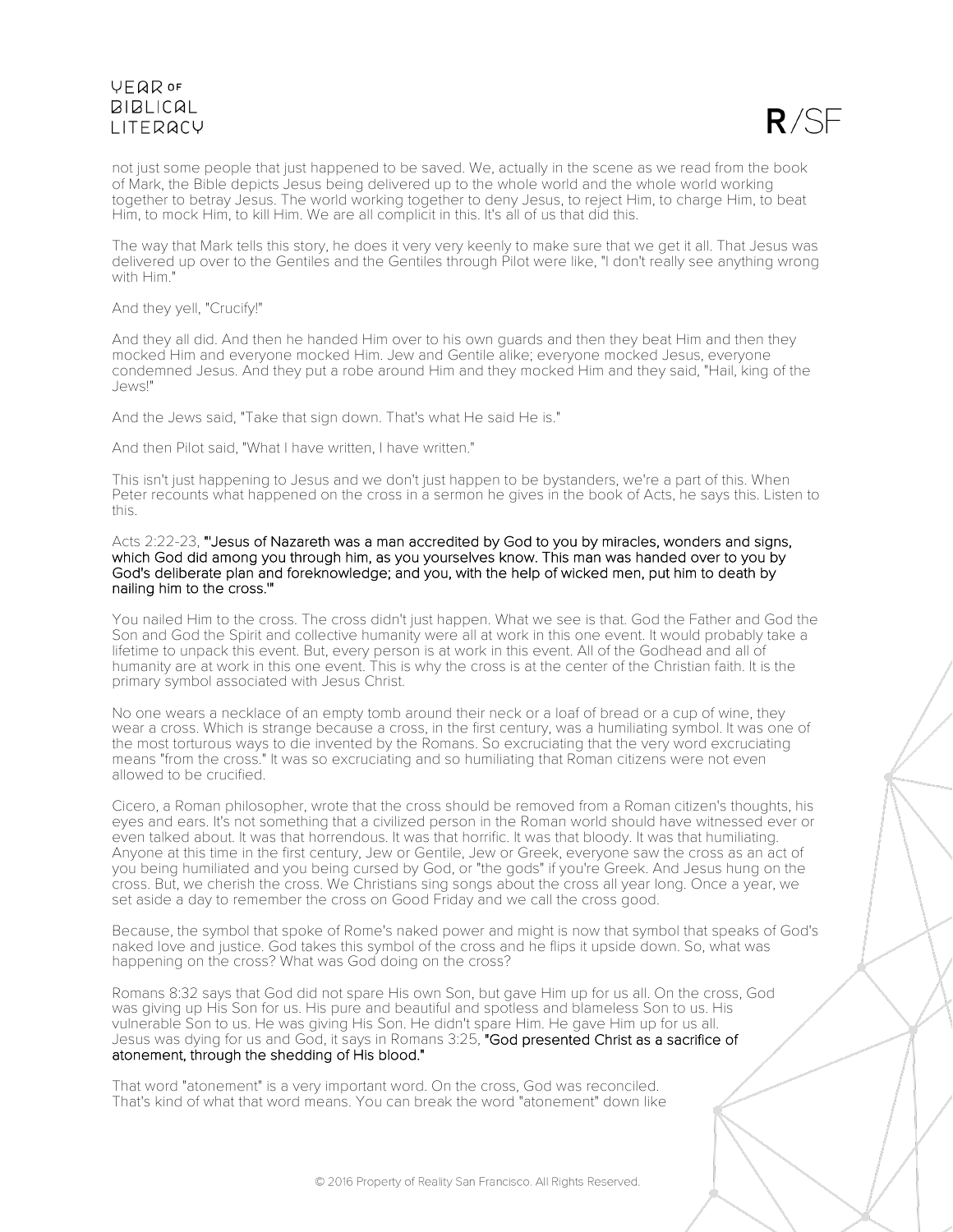not just some people that just happened to be saved. We, actually in the scene as we read from the book of Mark, the Bible depicts Jesus being delivered up to the whole world and the whole world working together to betray Jesus. The world working together to deny Jesus, to reject Him, to charge Him, to beat Him, to mock Him, to kill Him. We are all complicit in this. It's all of us that did this.

The way that Mark tells this story, he does it very very keenly to make sure that we get it all. That Jesus was delivered up over to the Gentiles and the Gentiles through Pilot were like, "I don't really see anything wrong with Him."

And they yell, "Crucify!"

And they all did. And then he handed Him over to his own guards and then they beat Him and then they mocked Him and everyone mocked Him. Jew and Gentile alike; everyone mocked Jesus, everyone condemned Jesus. And they put a robe around Him and they mocked Him and they said, "Hail, king of the Jews!"

And the Jews said, "Take that sign down. That's what He said He is."

And then Pilot said, "What I have written, I have written."

This isn't just happening to Jesus and we don't just happen to be bystanders, we're a part of this. When Peter recounts what happened on the cross in a sermon he gives in the book of Acts, he says this. Listen to this.

Acts 2:22-23, **"'Jesus of Nazareth was a man accredited by God to you by miracles, wonders and signs, which God did among you through him, as you yourselves know. This man was handed over to you by God's deliberate plan and foreknowledge; and you, with the help of wicked men, put him to death by nailing him to the cross.'"**

You nailed Him to the cross. The cross didn't just happen. What we see is that. God the Father and God the Son and God the Spirit and collective humanity were all at work in this one event. It would probably take a lifetime to unpack this event. But, every person is at work in this event. All of the Godhead and all of humanity are at work in this one event. This is why the cross is at the center of the Christian faith. It is the primary symbol associated with Jesus Christ.

No one wears a necklace of an empty tomb around their neck or a loaf of bread or a cup of wine, they wear a cross. Which is strange because a cross, in the first century, was a humiliating symbol. It was one of the most torturous ways to die invented by the Romans. So excruciating that the very word excruciating means "from the cross." It was so excruciating and so humiliating that Roman citizens were not even allowed to be crucified.

Cicero, a Roman philosopher, wrote that the cross should be removed from a Roman citizen's thoughts, his eyes and ears. It's not something that a civilized person in the Roman world should have witnessed ever or even talked about. It was that horrendous. It was that horrific. It was that bloody. It was that humiliating. Anyone at this time in the first century, Jew or Gentile, Jew or Greek, everyone saw the cross as an act of you being humiliated and you being cursed by God, or "the gods" if you're Greek. And Jesus hung on the cross. But, we cherish the cross. We Christians sing songs about the cross all year long. Once a year, we set aside a day to remember the cross on Good Friday and we call the cross good.

Because, the symbol that spoke of Rome's naked power and might is now that symbol that speaks of God's naked love and justice. God takes this symbol of the cross and he flips it upside down. So, what was happening on the cross? What was God doing on the cross?

Romans 8:32 says that God did not spare His own Son, but gave Him up for us all. On the cross, God was giving up His Son for us. His pure and beautiful and spotless and blameless Son to us. His vulnerable Son to us. He was giving His Son. He didn't spare Him. He gave Him up for us all. Jesus was dying for us and God, it says in Romans 3:25, **"God presented Christ as a sacrifice of atonement, through the shedding of His blood."**

That word "atonement" is a very important word. On the cross, God was reconciled. That's kind of what that word means. You can break the word "atonement" down like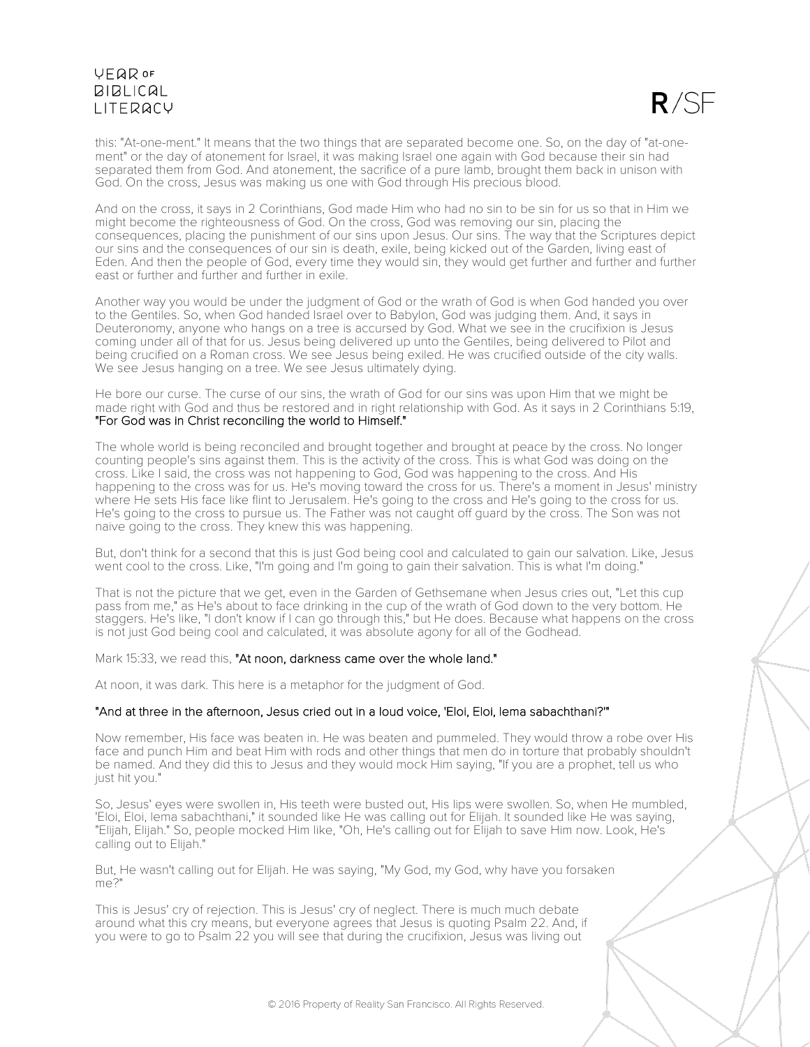this: "At-one-ment." It means that the two things that are separated become one. So, on the day of "at-one-ment" or the day of atonement for Israel, it was making Israel one again with God because their sin had separated them from God. And atonement, the sacrifice of a pure lamb, brought them back in unison with God. On the cross, Jesus was making us one with God through His precious blood.

And on the cross, it says in 2 Corinthians, God made Him who had no sin to be sin for us so that in Him we might become the righteousness of God. On the cross, God was removing our sin, placing the consequences, placing the punishment of our sins upon Jesus. Our sins. The way that the Scriptures depict our sins and the consequences of our sin is death, exile, being kicked out of the Garden, living east of Eden. And then the people of God, every time they would sin, they would get further and further and further east or further and further and further in exile.

Another way you would be under the judgment of God or the wrath of God is when God handed you over to the Gentiles. So, when God handed Israel over to Babylon, God was judging them. And, it says in Deuteronomy, anyone who hangs on a tree is accursed by God. What we see in the crucifixion is Jesus coming under all of that for us. Jesus being delivered up unto the Gentiles, being delivered to Pilot and being crucified on a Roman cross. We see Jesus being exiled. He was crucified outside of the city walls. We see Jesus hanging on a tree. We see Jesus ultimately dying.

He bore our curse. The curse of our sins, the wrath of God for our sins was upon Him that we might be made right with God and thus be restored and in right relationship with God. As it says in 2 Corinthians 5:19, **"For God was in Christ reconciling the world to Himself."**

The whole world is being reconciled and brought together and brought at peace by the cross. No longer counting people's sins against them. This is the activity of the cross. This is what God was doing on the cross. Like I said, the cross was not happening to God, God was happening to the cross. And His happening to the cross was for us. He's moving toward the cross for us. There's a moment in Jesus' ministry where He sets His face like flint to Jerusalem. He's going to the cross and He's going to the cross for us. He's going to the cross to pursue us. The Father was not caught off guard by the cross. The Son was not naive going to the cross. They knew this was happening.

But, don't think for a second that this is just God being cool and calculated to gain our salvation. Like, Jesus went cool to the cross. Like, "I'm going and I'm going to gain their salvation. This is what I'm doing."

That is not the picture that we get, even in the Garden of Gethsemane when Jesus cries out, "Let this cup pass from me," as He's about to face drinking in the cup of the wrath of God down to the very bottom. He staggers. He's like, "I don't know if I can go through this," but He does. Because what happens on the cross is not just God being cool and calculated, it was absolute agony for all of the Godhead.

Mark 15:33, we read this, **"At noon, darkness came over the whole land."**

At noon, it was dark. This here is a metaphor for the judgment of God.

**"And at three in the afternoon, Jesus cried out in a loud voice, 'Eloi, Eloi, lema sabachthani?'"**

Now remember, His face was beaten in. He was beaten and pummeled. They would throw a robe over His face and punch Him and beat Him with rods and other things that men do in torture that probably shouldn't be named. And they did this to Jesus and they would mock Him saying, "If you are a prophet, tell us who just hit you."

So, Jesus' eyes were swollen in, His teeth were busted out, His lips were swollen. So, when He mumbled, 'Eloi, Eloi, lema sabachthani,' it sounded like He was calling out for Elijah. It sounded like He was saying, "Elijah, Elijah." So, people mocked Him like, "Oh, He's calling out for Elijah to save Him now. Look, He's calling out to Elijah."

But, He wasn't calling out for Elijah. He was saying, "My God, my God, why have you forsaken me?"

This is Jesus' cry of rejection. This is Jesus' cry of neglect. There is much much debate around what this cry means, but everyone agrees that Jesus is quoting Psalm 22. And, if you were to go to Psalm 22 you will see that during the crucifixion, Jesus was living out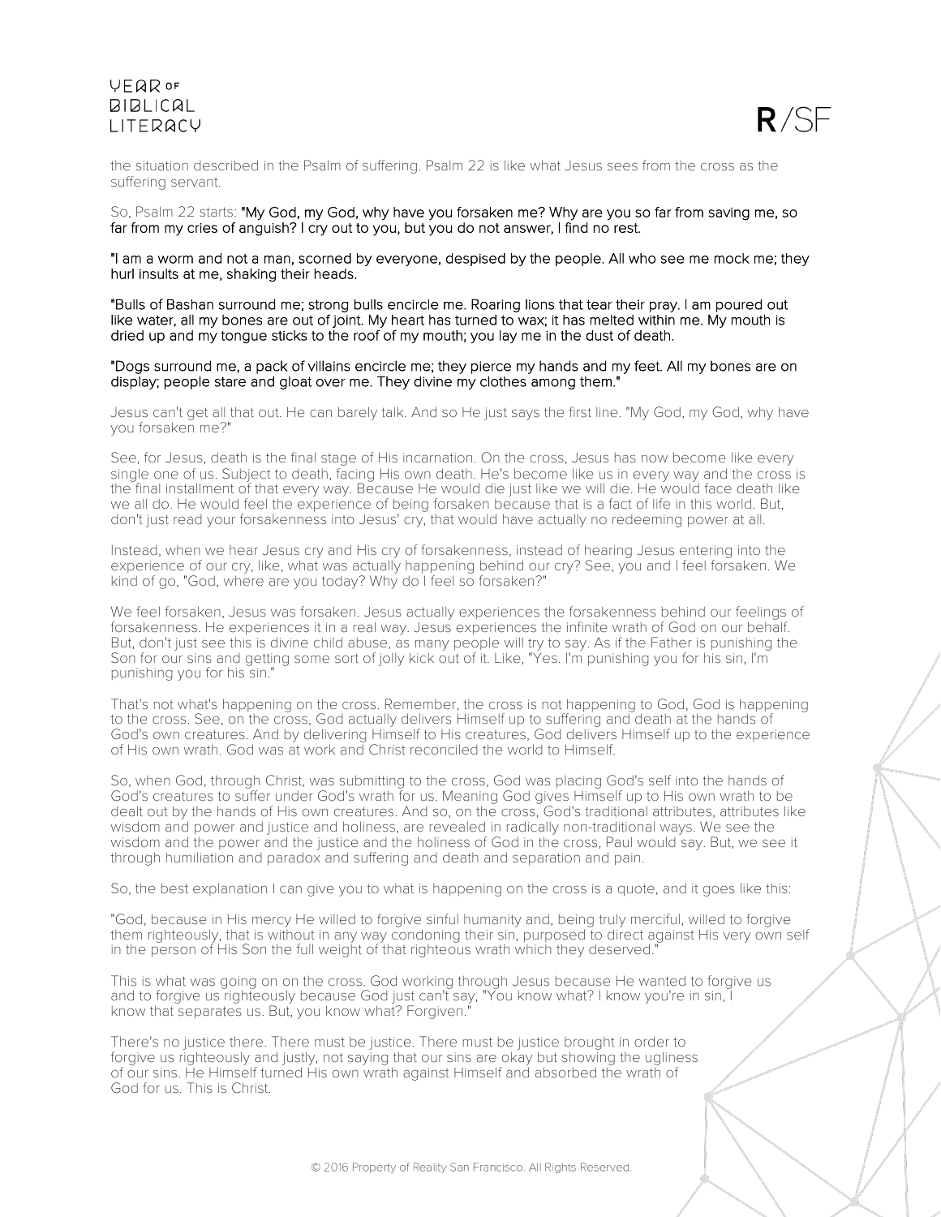the situation described in the Psalm of suffering. Psalm 22 is like what Jesus sees from the cross as the suffering servant.

So, Psalm 22 starts: **"My God, my God, why have you forsaken me? Why are you so far from saving me, so far from my cries of anguish? I cry out to you, but you do not answer, I find no rest.**

**"I am a worm and not a man, scorned by everyone, despised by the people. All who see me mock me; they hurl insults at me, shaking their heads.**

**"Bulls of Bashan surround me; strong bulls encircle me. Roaring lions that tear their pray. I am poured out like water, all my bones are out of joint. My heart has turned to wax; it has melted within me. My mouth is dried up and my tongue sticks to the roof of my mouth; you lay me in the dust of death.**

**"Dogs surround me, a pack of villains encircle me; they pierce my hands and my feet. All my bones are on display; people stare and gloat over me. They divine my clothes among them."**

Jesus can't get all that out. He can barely talk. And so He just says the first line. "My God, my God, why have you forsaken me?"

See, for Jesus, death is the final stage of His incarnation. On the cross, Jesus has now become like every single one of us. Subject to death, facing His own death. He's become like us in every way and the cross is the final installment of that every way. Because He would die just like we will die. He would face death like we all do. He would feel the experience of being forsaken because that is a fact of life in this world. But, don't just read your forsakenness into Jesus' cry, that would have actually no redeeming power at all.

Instead, when we hear Jesus cry and His cry of forsakenness, instead of hearing Jesus entering into the experience of our cry, like, what was actually happening behind our cry? See, you and I feel forsaken. We kind of go, "God, where are you today? Why do I feel so forsaken?"

We feel forsaken, Jesus was forsaken. Jesus actually experiences the forsakenness behind our feelings of forsakenness. He experiences it in a real way. Jesus experiences the infinite wrath of God on our behalf. But, don't just see this is divine child abuse, as many people will try to say. As if the Father is punishing the Son for our sins and getting some sort of jolly kick out of it. Like, "Yes. I'm punishing you for his sin, I'm punishing you for his sin."

That's not what's happening on the cross. Remember, the cross is not happening to God, God is happening to the cross. See, on the cross, God actually delivers Himself up to suffering and death at the hands of God's own creatures. And by delivering Himself to His creatures, God delivers Himself up to the experience of His own wrath. God was at work and Christ reconciled the world to Himself.

So, when God, through Christ, was submitting to the cross, God was placing God's self into the hands of God's creatures to suffer under God's wrath for us. Meaning God gives Himself up to His own wrath to be dealt out by the hands of His own creatures. And so, on the cross, God's traditional attributes, attributes like wisdom and power and justice and holiness, are revealed in radically non-traditional ways. We see the wisdom and the power and the justice and the holiness of God in the cross, Paul would say. But, we see it through humiliation and paradox and suffering and death and separation and pain.

So, the best explanation I can give you to what is happening on the cross is a quote, and it goes like this:

"God, because in His mercy He willed to forgive sinful humanity and, being truly merciful, willed to forgive them righteously, that is without in any way condoning their sin, purposed to direct against His very own self in the person of His Son the full weight of that righteous wrath which they deserved."

This is what was going on on the cross. God working through Jesus because He wanted to forgive us and to forgive us righteously because God just can't say, "You know what? I know you're in sin, I know that separates us. But, you know what? Forgiven."

There's no justice there. There must be justice. There must be justice brought in order to forgive us righteously and justly, not saying that our sins are okay but showing the ugliness of our sins. He Himself turned His own wrath against Himself and absorbed the wrath of God for us. This is Christ.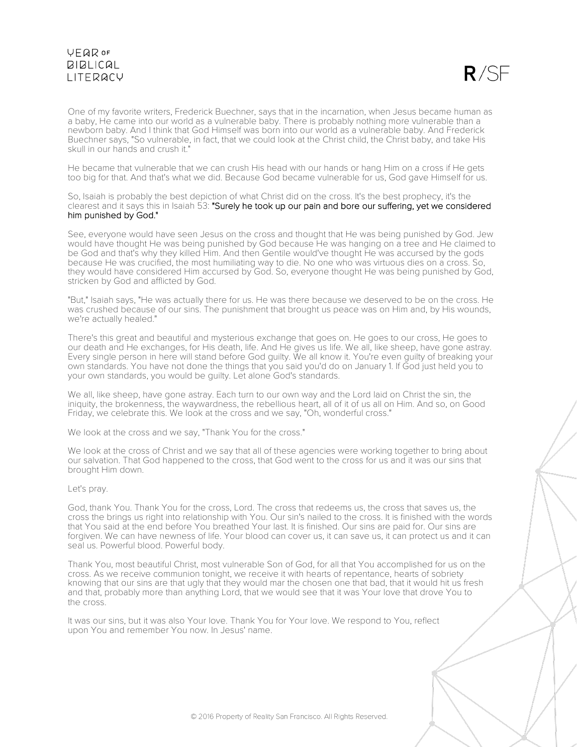One of my favorite writers, Frederick Buechner, says that in the incarnation, when Jesus became human as a baby, He came into our world as a vulnerable baby. There is probably nothing more vulnerable than a newborn baby. And I think that God Himself was born into our world as a vulnerable baby. And Frederick Buechner says, "So vulnerable, in fact, that we could look at the Christ child, the Christ baby, and take His skull in our hands and crush it."

He became that vulnerable that we can crush His head with our hands or hang Him on a cross if He gets too big for that. And that's what we did. Because God became vulnerable for us, God gave Himself for us.

So, Isaiah is probably the best depiction of what Christ did on the cross. It's the best prophecy, it's the clearest and it says this in Isaiah 53: "Surely he took up our pain and bore our suffering, yet we considered him punished by God."

See, everyone would have seen Jesus on the cross and thought that He was being punished by God. Jew would have thought He was being punished by God because He was hanging on a tree and He claimed to be God and that's why they killed Him. And then Gentile would've thought He was accursed by the gods because He was crucified, the most humiliating way to die. No one who was virtuous dies on a cross. So, they would have considered Him accursed by God. So, everyone thought He was being punished by God, stricken by God and afflicted by God.

"But," Isaiah says, "He was actually there for us. He was there because we deserved to be on the cross. He was crushed because of our sins. The punishment that brought us peace was on Him and, by His wounds, we're actually healed."

There's this great and beautiful and mysterious exchange that goes on. He goes to our cross, He goes to our death and He exchanges, for His death, life. And He gives us life. We all, like sheep, have gone astray. Every single person in here will stand before God guilty. We all know it. You're even guilty of breaking your own standards. You have not done the things that you said you'd do on January 1. If God just held you to your own standards, you would be guilty. Let alone God's standards.

We all, like sheep, have gone astray. Each turn to our own way and the Lord laid on Christ the sin, the iniquity, the brokenness, the waywardness, the rebellious heart, all of it of us all on Him. And so, on Good Friday, we celebrate this. We look at the cross and we say, "Oh, wonderful cross."

We look at the cross and we say, "Thank You for the cross."

We look at the cross of Christ and we say that all of these agencies were working together to bring about our salvation. That God happened to the cross, that God went to the cross for us and it was our sins that brought Him down.

Let's pray.

God, thank You. Thank You for the cross, Lord. The cross that redeems us, the cross that saves us, the cross the brings us right into relationship with You. Our sin's nailed to the cross. It is finished with the words that You said at the end before You breathed Your last. It is finished. Our sins are paid for. Our sins are forgiven. We can have newness of life. Your blood can cover us, it can save us, it can protect us and it can seal us. Powerful blood. Powerful body.

Thank You, most beautiful Christ, most vulnerable Son of God, for all that You accomplished for us on the cross. As we receive communion tonight, we receive it with hearts of repentance, hearts of sobriety knowing that our sins are that ugly that they would mar the chosen one that bad, that it would hit us fresh and that, probably more than anything Lord, that we would see that it was Your love that drove You to the cross.

It was our sins, but it was also Your love. Thank You for Your love. We respond to You, reflect upon You and remember You now. In Jesus' name.